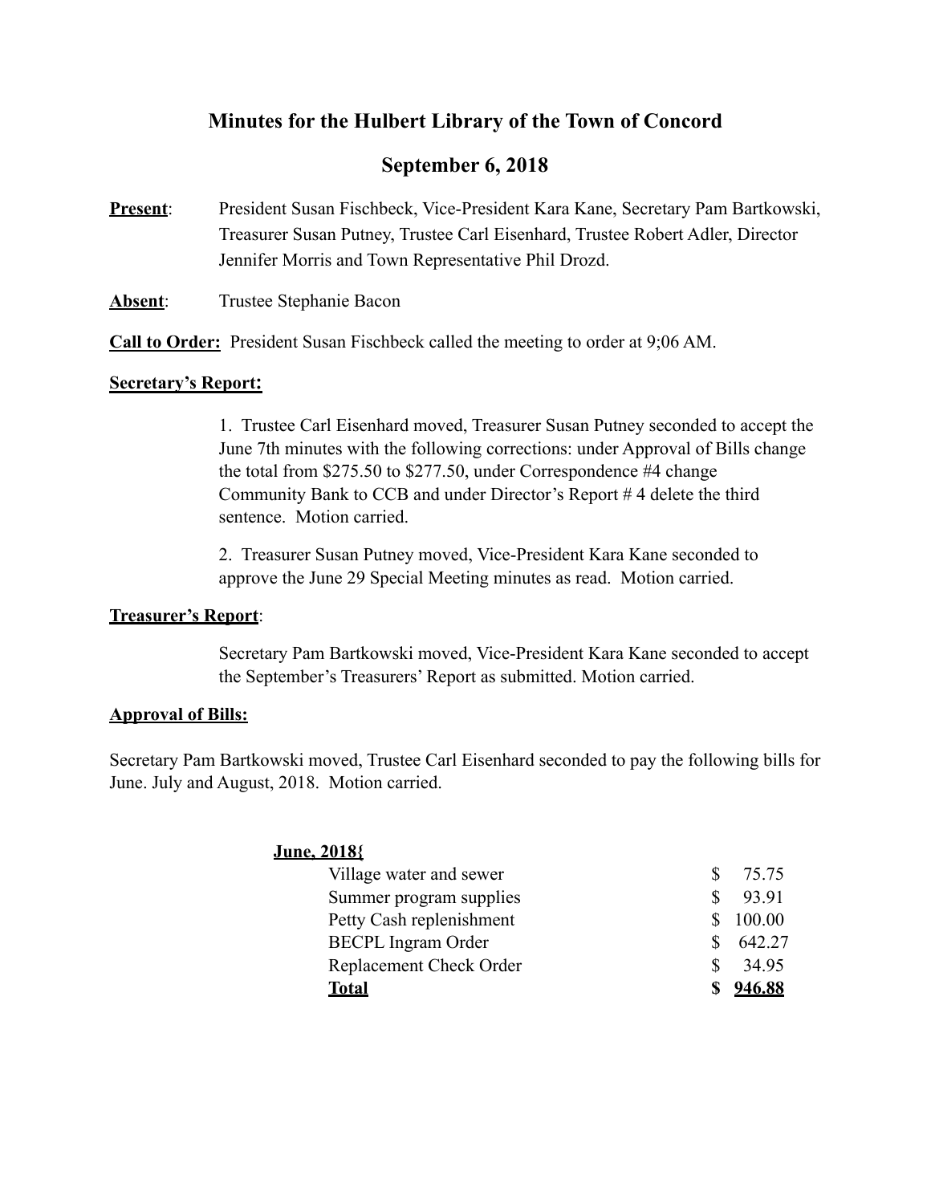# Minutes for the Hulbert Library of the Town of Concord

## September 6, 2018

**Present**: President Susan Fischbeck, Vice-President Kara Kane, Secretary Pam Bartkowski, Treasurer Susan Putney, Trustee Carl Eisenhard, Trustee Robert Adler, Director Jennifer Morris and Town Representative Phil Drozd.

**Absent**: Trustee Stephanie Bacon

**Call to Order:** President Susan Fischbeck called the meeting to order at 9;06 AM.

**Secretary's Report:**

1. Trustee Carl Eisenhard moved, Treasurer Susan Putney seconded to accept the June 7th minutes with the following corrections: under Approval of Bills change the total from $275.50 to $277.50, under Correspondence #4 change Community Bank to CCB and under Director's Report # 4 delete the third sentence. Motion carried.

2. Treasurer Susan Putney moved, Vice-President Kara Kane seconded to approve the June 29 Special Meeting minutes as read. Motion carried.

**Treasurer's Report**:

Secretary Pam Bartkowski moved, Vice-President Kara Kane seconded to accept the September's Treasurers' Report as submitted. Motion carried.

**Approval of Bills:**

Secretary Pam Bartkowski moved, Trustee Carl Eisenhard seconded to pay the following bills for June. July and August, 2018. Motion carried.

**June, 2018{**

| Item | Amount |
|---|---|
| Village water and sewer | $ 75.75 |
| Summer program supplies | $ 93.91 |
| Petty Cash replenishment | $ 100.00 |
| BECPL Ingram Order | $ 642.27 |
| Replacement Check Order | $ 34.95 |
| **Total** | **$ 946.88** |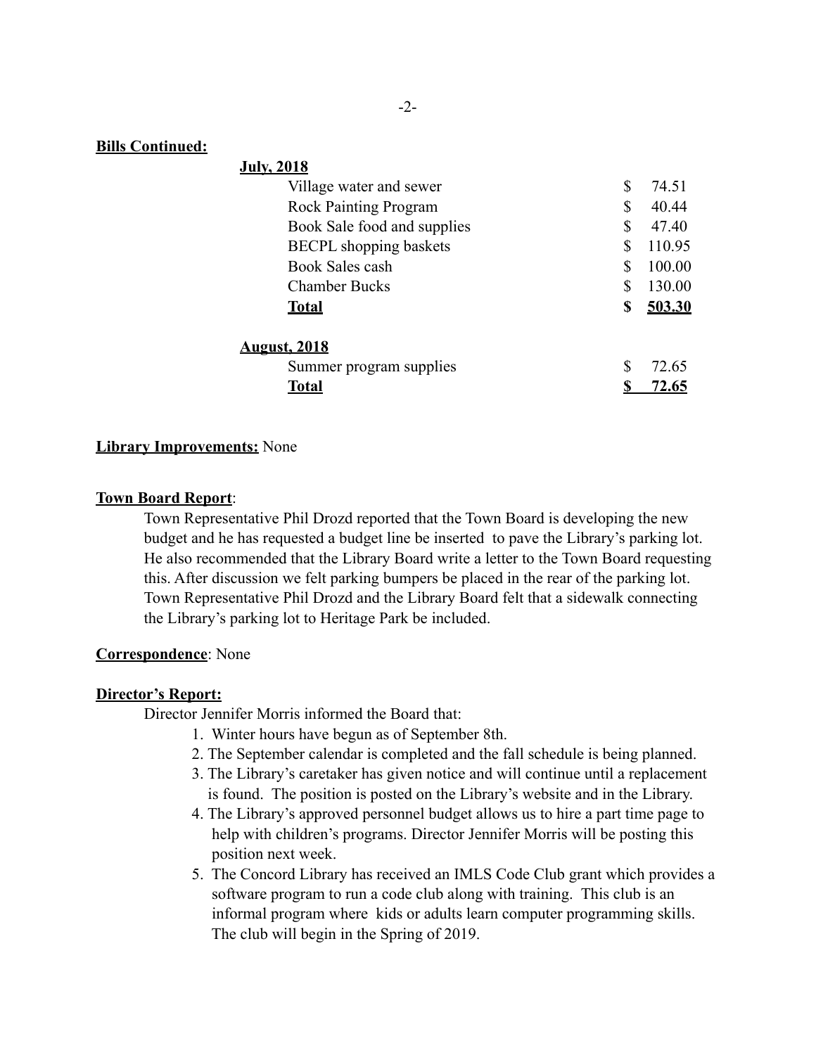**Bills Continued:**

**July, 2018**

| | |
|---|---|
| Village water and sewer | $ 74.51 |
| Rock Painting Program | $ 40.44 |
| Book Sale food and supplies | $ 47.40 |
| BECPL shopping baskets | $ 110.95 |
| Book Sales cash | $ 100.00 |
| Chamber Bucks | $ 130.00 |
| **Total** | **$ 503.30** |

**August, 2018**

| | |
|---|---|
| Summer program supplies | $ 72.65 |
| **Total** | **$ 72.65** |

**Library Improvements:** None

**Town Board Report**:

Town Representative Phil Drozd reported that the Town Board is developing the new budget and he has requested a budget line be inserted to pave the Library's parking lot. He also recommended that the Library Board write a letter to the Town Board requesting this. After discussion we felt parking bumpers be placed in the rear of the parking lot. Town Representative Phil Drozd and the Library Board felt that a sidewalk connecting the Library's parking lot to Heritage Park be included.

**Correspondence**: None

**Director's Report:**

Director Jennifer Morris informed the Board that:

1. Winter hours have begun as of September 8th.
2. The September calendar is completed and the fall schedule is being planned.
3. The Library's caretaker has given notice and will continue until a replacement is found. The position is posted on the Library's website and in the Library.
4. The Library's approved personnel budget allows us to hire a part time page to help with children's programs. Director Jennifer Morris will be posting this position next week.
5. The Concord Library has received an IMLS Code Club grant which provides a software program to run a code club along with training. This club is an informal program where kids or adults learn computer programming skills. The club will begin in the Spring of 2019.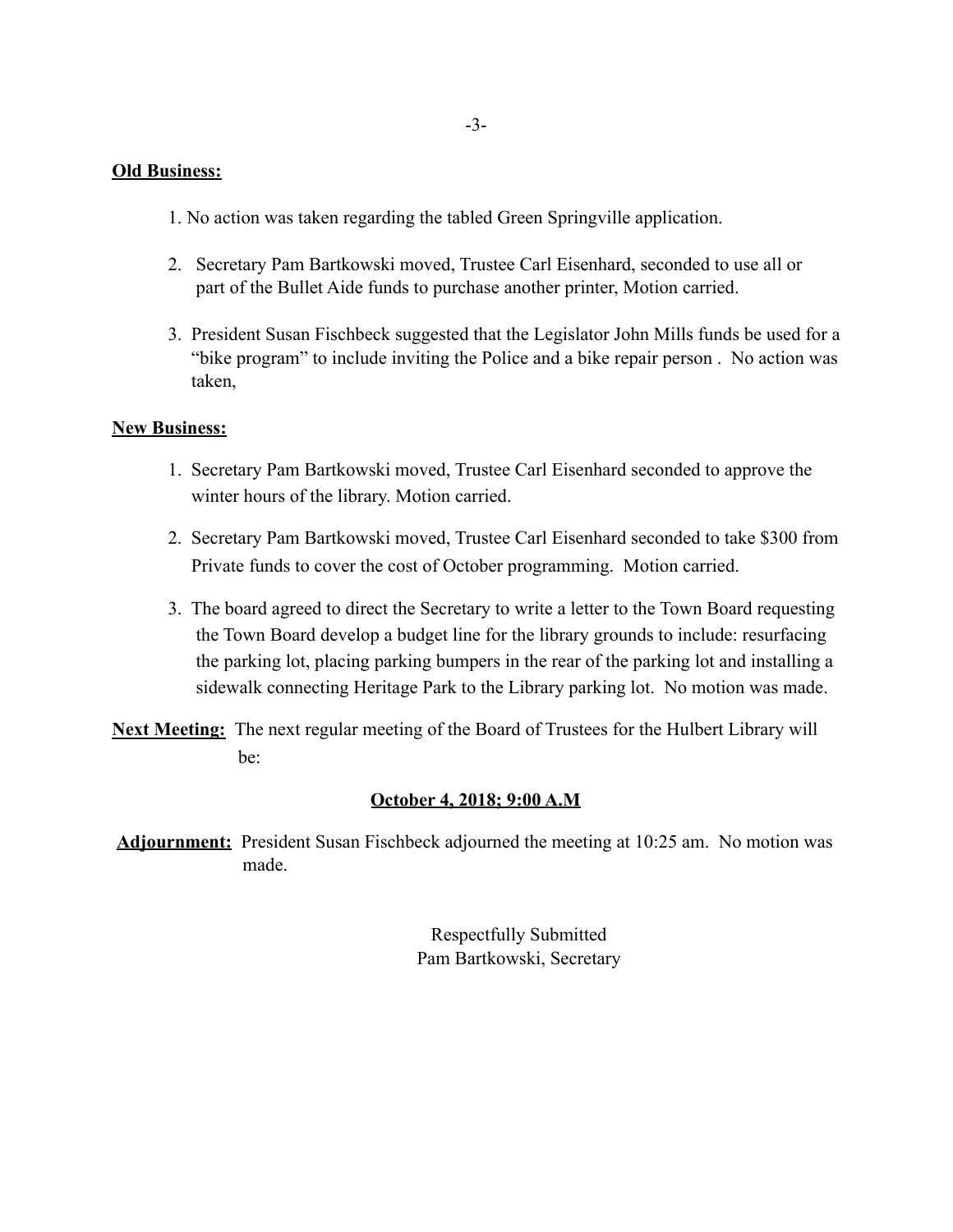**Old Business:**

1. No action was taken regarding the tabled Green Springville application.

2. Secretary Pam Bartkowski moved, Trustee Carl Eisenhard, seconded to use all or part of the Bullet Aide funds to purchase another printer, Motion carried.

3. President Susan Fischbeck suggested that the Legislator John Mills funds be used for a "bike program" to include inviting the Police and a bike repair person . No action was taken,

**New Business:**

1. Secretary Pam Bartkowski moved, Trustee Carl Eisenhard seconded to approve the winter hours of the library. Motion carried.

2. Secretary Pam Bartkowski moved, Trustee Carl Eisenhard seconded to take $300 from Private funds to cover the cost of October programming. Motion carried.

3. The board agreed to direct the Secretary to write a letter to the Town Board requesting the Town Board develop a budget line for the library grounds to include: resurfacing the parking lot, placing parking bumpers in the rear of the parking lot and installing a sidewalk connecting Heritage Park to the Library parking lot. No motion was made.

**Next Meeting:** The next regular meeting of the Board of Trustees for the Hulbert Library will be:

**October 4, 2018; 9:00 A.M**

**Adjournment:** President Susan Fischbeck adjourned the meeting at 10:25 am. No motion was made.

Respectfully Submitted
Pam Bartkowski, Secretary